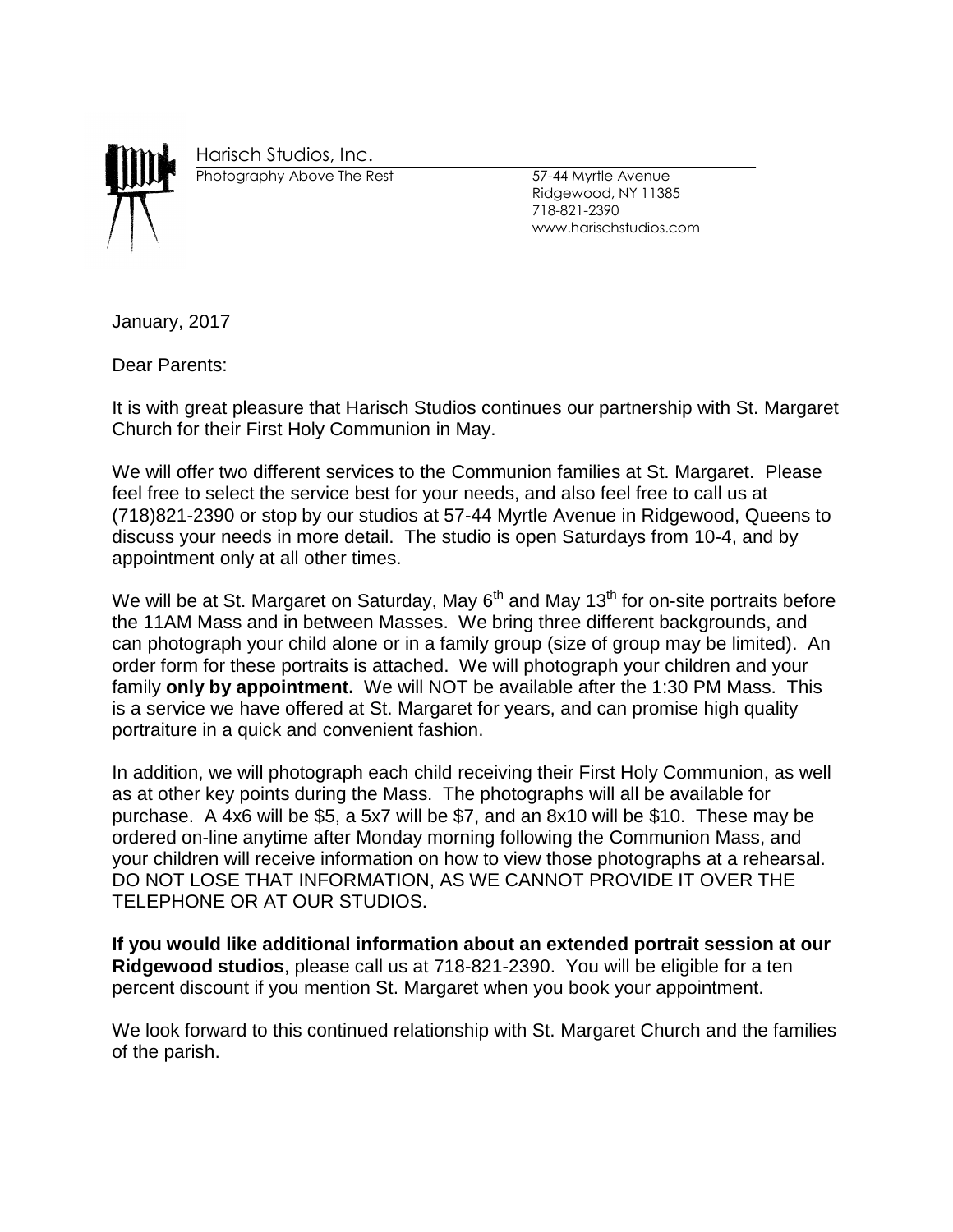Harisch Studios, Inc.
Photography Above The Rest

57-44 Myrtle Avenue
Ridgewood, NY 11385
718-821-2390
www.harischstudios.com

January, 2017

Dear Parents:

It is with great pleasure that Harisch Studios continues our partnership with St. Margaret Church for their First Holy Communion in May.

We will offer two different services to the Communion families at St. Margaret. Please feel free to select the service best for your needs, and also feel free to call us at (718)821-2390 or stop by our studios at 57-44 Myrtle Avenue in Ridgewood, Queens to discuss your needs in more detail. The studio is open Saturdays from 10-4, and by appointment only at all other times.

We will be at St. Margaret on Saturday, May 6th and May 13th for on-site portraits before the 11AM Mass and in between Masses. We bring three different backgrounds, and can photograph your child alone or in a family group (size of group may be limited). An order form for these portraits is attached. We will photograph your children and your family **only by appointment.** We will NOT be available after the 1:30 PM Mass. This is a service we have offered at St. Margaret for years, and can promise high quality portraiture in a quick and convenient fashion.

In addition, we will photograph each child receiving their First Holy Communion, as well as at other key points during the Mass. The photographs will all be available for purchase. A 4x6 will be $5, a 5x7 will be $7, and an 8x10 will be $10. These may be ordered on-line anytime after Monday morning following the Communion Mass, and your children will receive information on how to view those photographs at a rehearsal. DO NOT LOSE THAT INFORMATION, AS WE CANNOT PROVIDE IT OVER THE TELEPHONE OR AT OUR STUDIOS.

**If you would like additional information about an extended portrait session at our Ridgewood studios**, please call us at 718-821-2390. You will be eligible for a ten percent discount if you mention St. Margaret when you book your appointment.

We look forward to this continued relationship with St. Margaret Church and the families of the parish.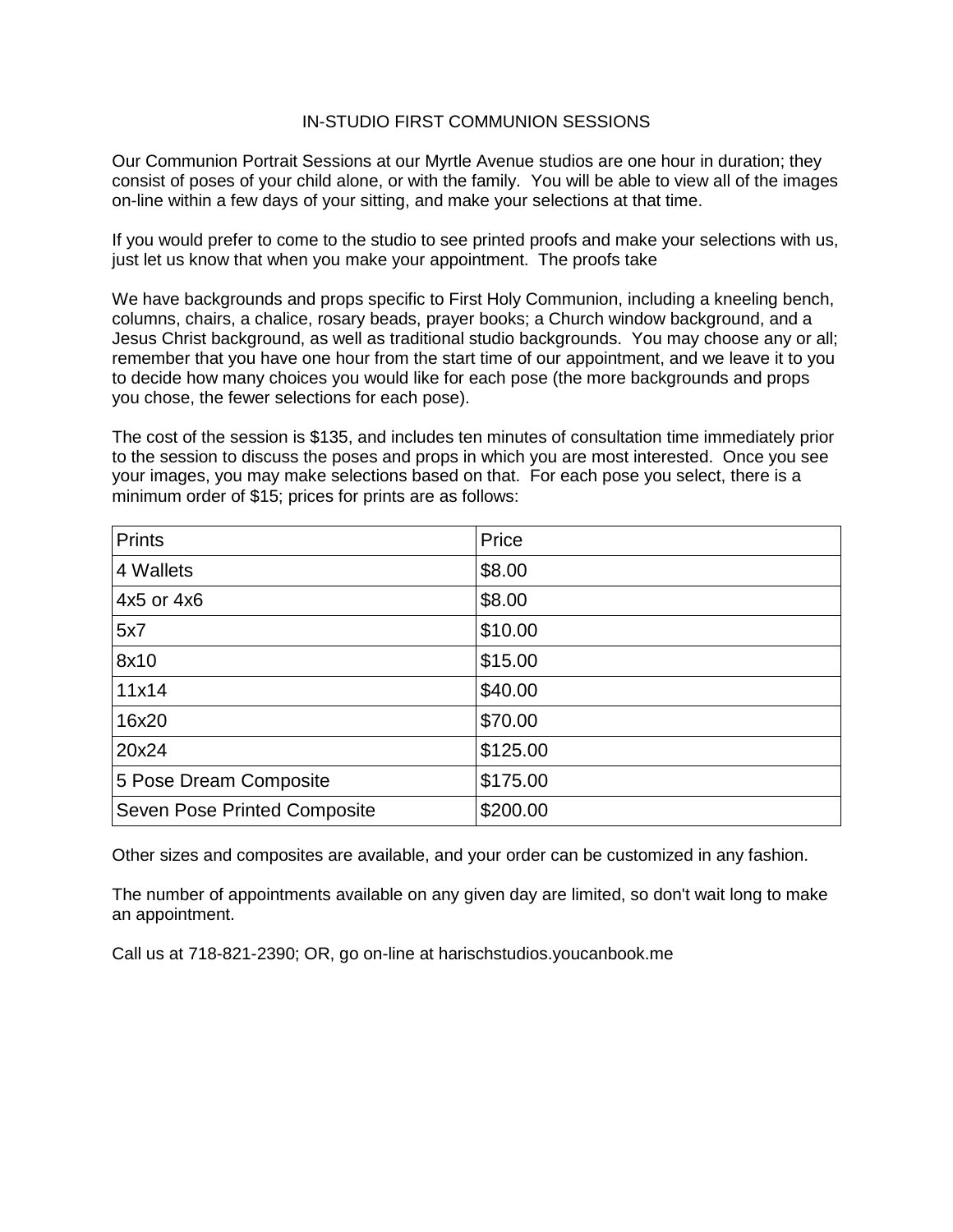## IN-STUDIO FIRST COMMUNION SESSIONS

Our Communion Portrait Sessions at our Myrtle Avenue studios are one hour in duration; they consist of poses of your child alone, or with the family. You will be able to view all of the images on-line within a few days of your sitting, and make your selections at that time.

If you would prefer to come to the studio to see printed proofs and make your selections with us, just let us know that when you make your appointment. The proofs take

We have backgrounds and props specific to First Holy Communion, including a kneeling bench, columns, chairs, a chalice, rosary beads, prayer books; a Church window background, and a Jesus Christ background, as well as traditional studio backgrounds. You may choose any or all; remember that you have one hour from the start time of our appointment, and we leave it to you to decide how many choices you would like for each pose (the more backgrounds and props you chose, the fewer selections for each pose).

The cost of the session is $135, and includes ten minutes of consultation time immediately prior to the session to discuss the poses and props in which you are most interested. Once you see your images, you may make selections based on that. For each pose you select, there is a minimum order of $15; prices for prints are as follows:

| Prints | Price |
|---|---|
| 4 Wallets | $8.00 |
| 4x5 or 4x6 | $8.00 |
| 5x7 | $10.00 |
| 8x10 | $15.00 |
| 11x14 | $40.00 |
| 16x20 | $70.00 |
| 20x24 | $125.00 |
| 5 Pose Dream Composite | $175.00 |
| Seven Pose Printed Composite | $200.00 |

Other sizes and composites are available, and your order can be customized in any fashion.

The number of appointments available on any given day are limited, so don't wait long to make an appointment.

Call us at 718-821-2390; OR, go on-line at harischstudios.youcanbook.me